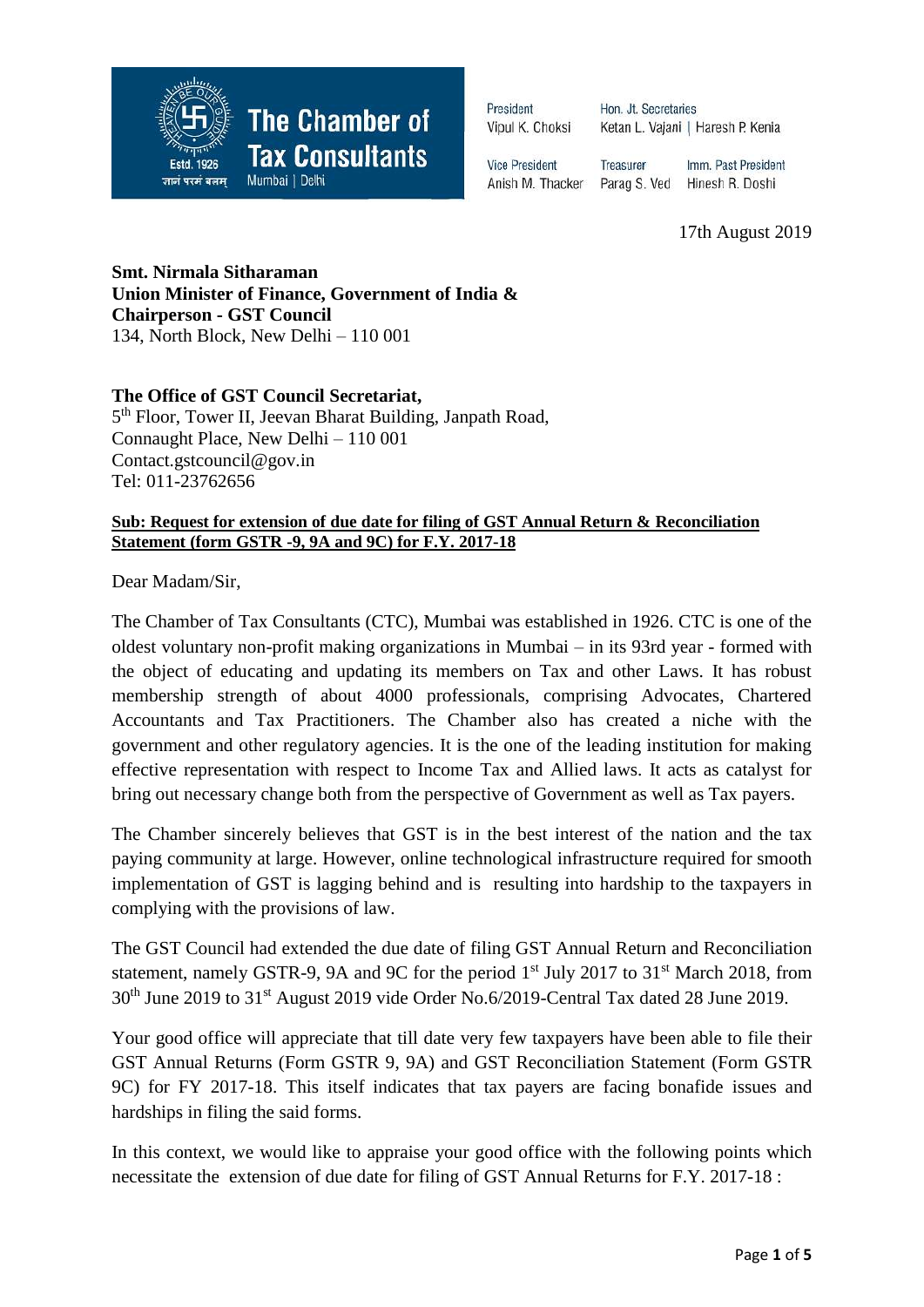**The Chamber of Tax Consultants**
Estd. 1926
ज्ञानं परमं बलम्
Mumbai | Delhi

President
Vipul K. Choksi

Hon. Jt. Secretaries
Ketan L. Vajani | Haresh P. Kenia

Vice President
Anish M. Thacker

Treasurer
Parag S. Ved

Imm. Past President
Hinesh R. Doshi

17th August 2019

**Smt. Nirmala Sitharaman**
**Union Minister of Finance, Government of India &**
**Chairperson - GST Council**
134, North Block, New Delhi – 110 001

**The Office of GST Council Secretariat,**
5th Floor, Tower II, Jeevan Bharat Building, Janpath Road,
Connaught Place, New Delhi – 110 001
Contact.gstcouncil@gov.in
Tel: 011-23762656

**Sub: Request for extension of due date for filing of GST Annual Return & Reconciliation Statement (form GSTR -9, 9A and 9C) for F.Y. 2017-18**

Dear Madam/Sir,

The Chamber of Tax Consultants (CTC), Mumbai was established in 1926. CTC is one of the oldest voluntary non-profit making organizations in Mumbai – in its 93rd year - formed with the object of educating and updating its members on Tax and other Laws. It has robust membership strength of about 4000 professionals, comprising Advocates, Chartered Accountants and Tax Practitioners. The Chamber also has created a niche with the government and other regulatory agencies. It is the one of the leading institution for making effective representation with respect to Income Tax and Allied laws. It acts as catalyst for bring out necessary change both from the perspective of Government as well as Tax payers.

The Chamber sincerely believes that GST is in the best interest of the nation and the tax paying community at large. However, online technological infrastructure required for smooth implementation of GST is lagging behind and is resulting into hardship to the taxpayers in complying with the provisions of law.

The GST Council had extended the due date of filing GST Annual Return and Reconciliation statement, namely GSTR-9, 9A and 9C for the period 1st July 2017 to 31st March 2018, from 30th June 2019 to 31st August 2019 vide Order No.6/2019-Central Tax dated 28 June 2019.

Your good office will appreciate that till date very few taxpayers have been able to file their GST Annual Returns (Form GSTR 9, 9A) and GST Reconciliation Statement (Form GSTR 9C) for FY 2017-18. This itself indicates that tax payers are facing bonafide issues and hardships in filing the said forms.

In this context, we would like to appraise your good office with the following points which necessitate the extension of due date for filing of GST Annual Returns for F.Y. 2017-18 :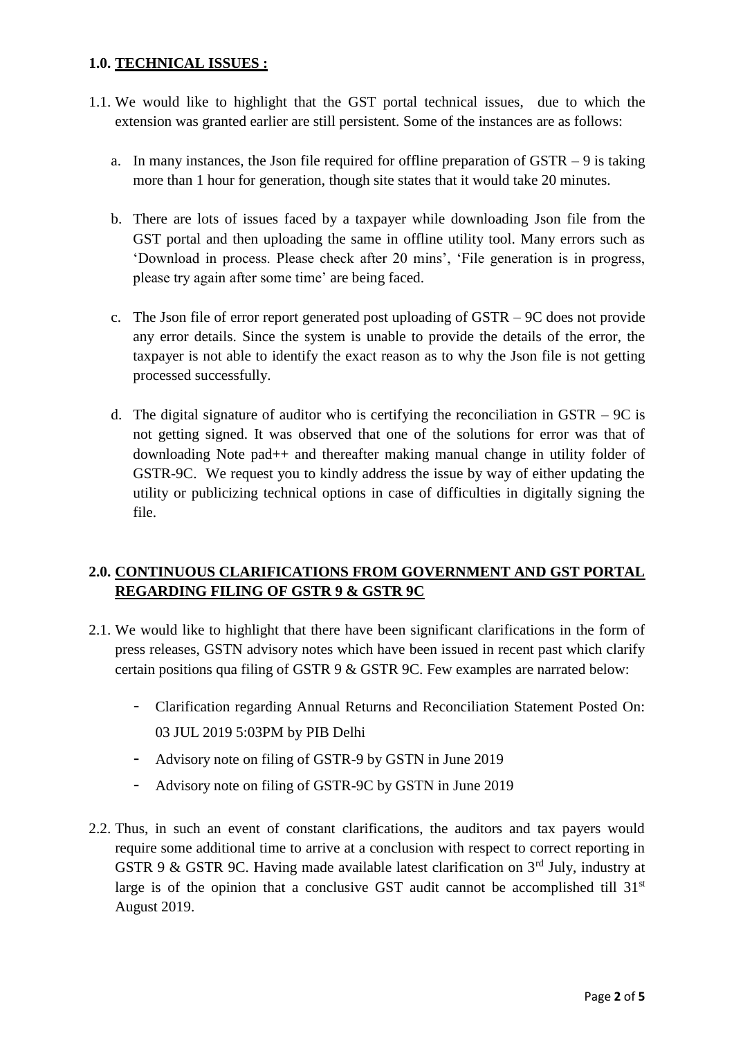## 1.0. TECHNICAL ISSUES :

1.1. We would like to highlight that the GST portal technical issues, due to which the extension was granted earlier are still persistent. Some of the instances are as follows:

   a. In many instances, the Json file required for offline preparation of GSTR – 9 is taking more than 1 hour for generation, though site states that it would take 20 minutes.

   b. There are lots of issues faced by a taxpayer while downloading Json file from the GST portal and then uploading the same in offline utility tool. Many errors such as 'Download in process. Please check after 20 mins', 'File generation is in progress, please try again after some time' are being faced.

   c. The Json file of error report generated post uploading of GSTR – 9C does not provide any error details. Since the system is unable to provide the details of the error, the taxpayer is not able to identify the exact reason as to why the Json file is not getting processed successfully.

   d. The digital signature of auditor who is certifying the reconciliation in GSTR – 9C is not getting signed. It was observed that one of the solutions for error was that of downloading Note pad++ and thereafter making manual change in utility folder of GSTR-9C. We request you to kindly address the issue by way of either updating the utility or publicizing technical options in case of difficulties in digitally signing the file.

## 2.0. CONTINUOUS CLARIFICATIONS FROM GOVERNMENT AND GST PORTAL REGARDING FILING OF GSTR 9 & GSTR 9C

2.1. We would like to highlight that there have been significant clarifications in the form of press releases, GSTN advisory notes which have been issued in recent past which clarify certain positions qua filing of GSTR 9 & GSTR 9C. Few examples are narrated below:

- Clarification regarding Annual Returns and Reconciliation Statement Posted On: 03 JUL 2019 5:03PM by PIB Delhi
- Advisory note on filing of GSTR-9 by GSTN in June 2019
- Advisory note on filing of GSTR-9C by GSTN in June 2019

2.2. Thus, in such an event of constant clarifications, the auditors and tax payers would require some additional time to arrive at a conclusion with respect to correct reporting in GSTR 9 & GSTR 9C. Having made available latest clarification on 3rd July, industry at large is of the opinion that a conclusive GST audit cannot be accomplished till 31st August 2019.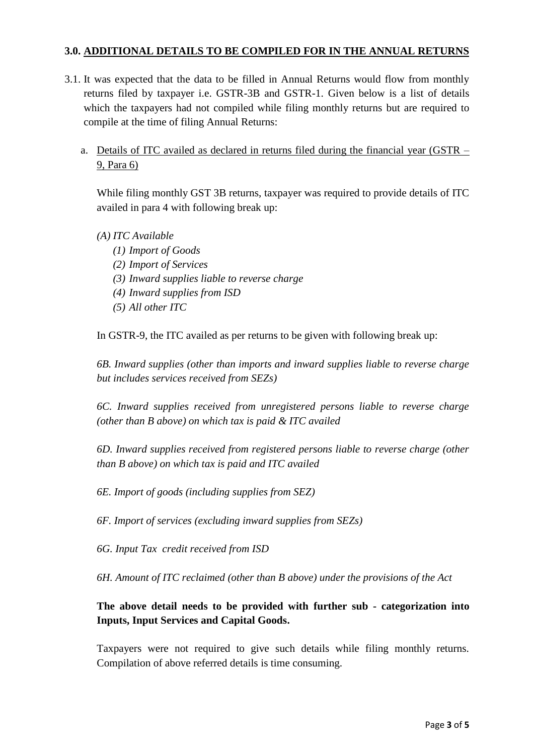## 3.0. <u>ADDITIONAL DETAILS TO BE COMPILED FOR IN THE ANNUAL RETURNS</u>

3.1. It was expected that the data to be filled in Annual Returns would flow from monthly returns filed by taxpayer i.e. GSTR-3B and GSTR-1. Given below is a list of details which the taxpayers had not compiled while filing monthly returns but are required to compile at the time of filing Annual Returns:

a. <u>Details of ITC availed as declared in returns filed during the financial year (GSTR – 9, Para 6)</u>

While filing monthly GST 3B returns, taxpayer was required to provide details of ITC availed in para 4 with following break up:

*(A) ITC Available*

*(1) Import of Goods*
*(2) Import of Services*
*(3) Inward supplies liable to reverse charge*
*(4) Inward supplies from ISD*
*(5) All other ITC*

In GSTR-9, the ITC availed as per returns to be given with following break up:

*6B. Inward supplies (other than imports and inward supplies liable to reverse charge but includes services received from SEZs)*

*6C. Inward supplies received from unregistered persons liable to reverse charge (other than B above) on which tax is paid & ITC availed*

*6D. Inward supplies received from registered persons liable to reverse charge (other than B above) on which tax is paid and ITC availed*

*6E. Import of goods (including supplies from SEZ)*

*6F. Import of services (excluding inward supplies from SEZs)*

*6G. Input Tax credit received from ISD*

*6H. Amount of ITC reclaimed (other than B above) under the provisions of the Act*

**The above detail needs to be provided with further sub - categorization into Inputs, Input Services and Capital Goods.**

Taxpayers were not required to give such details while filing monthly returns. Compilation of above referred details is time consuming.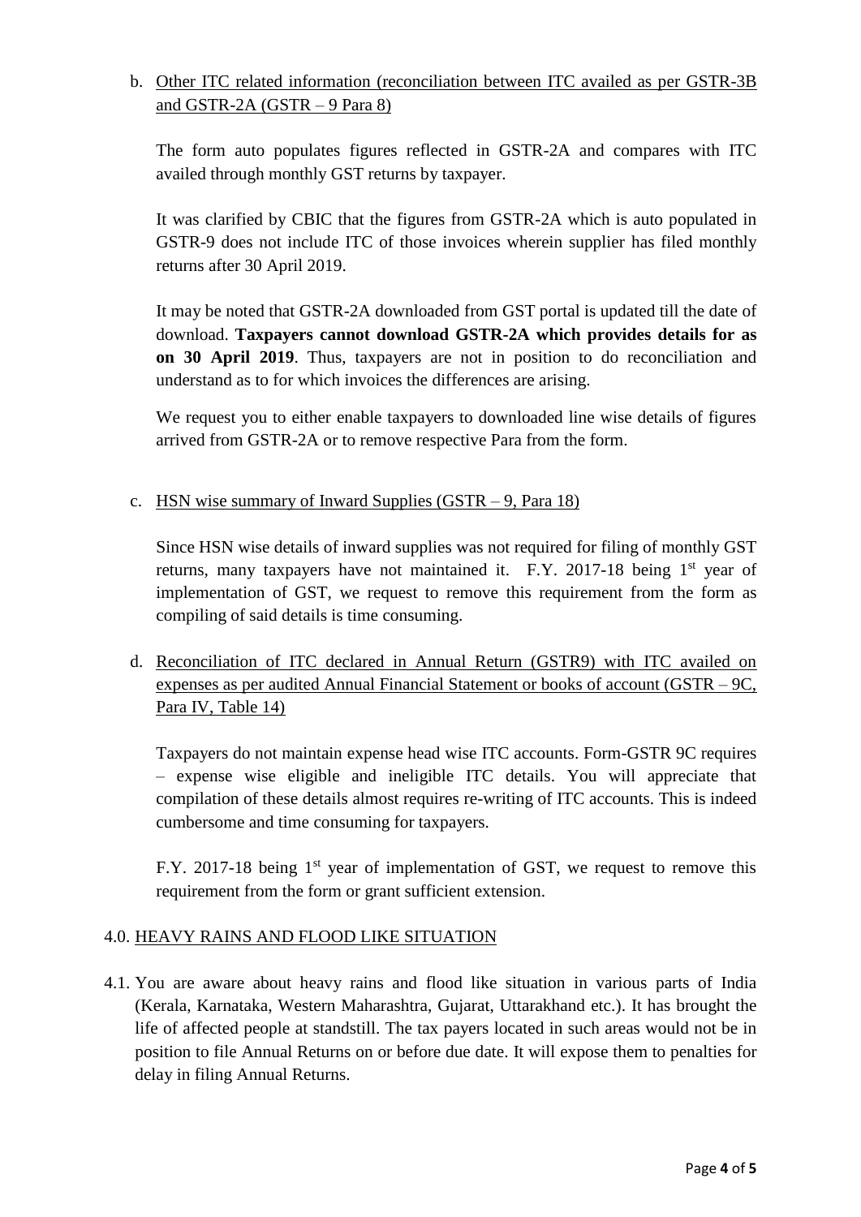b. <u>Other ITC related information (reconciliation between ITC availed as per GSTR-3B and GSTR-2A (GSTR – 9 Para 8)</u>

   The form auto populates figures reflected in GSTR-2A and compares with ITC availed through monthly GST returns by taxpayer.

   It was clarified by CBIC that the figures from GSTR-2A which is auto populated in GSTR-9 does not include ITC of those invoices wherein supplier has filed monthly returns after 30 April 2019.

   It may be noted that GSTR-2A downloaded from GST portal is updated till the date of download. **Taxpayers cannot download GSTR-2A which provides details for as on 30 April 2019**. Thus, taxpayers are not in position to do reconciliation and understand as to for which invoices the differences are arising.

   We request you to either enable taxpayers to downloaded line wise details of figures arrived from GSTR-2A or to remove respective Para from the form.

c. <u>HSN wise summary of Inward Supplies (GSTR – 9, Para 18)</u>

   Since HSN wise details of inward supplies was not required for filing of monthly GST returns, many taxpayers have not maintained it. F.Y. 2017-18 being 1st year of implementation of GST, we request to remove this requirement from the form as compiling of said details is time consuming.

d. <u>Reconciliation of ITC declared in Annual Return (GSTR9) with ITC availed on expenses as per audited Annual Financial Statement or books of account (GSTR – 9C, Para IV, Table 14)</u>

   Taxpayers do not maintain expense head wise ITC accounts. Form-GSTR 9C requires – expense wise eligible and ineligible ITC details. You will appreciate that compilation of these details almost requires re-writing of ITC accounts. This is indeed cumbersome and time consuming for taxpayers.

   F.Y. 2017-18 being 1st year of implementation of GST, we request to remove this requirement from the form or grant sufficient extension.

## 4.0. <u>HEAVY RAINS AND FLOOD LIKE SITUATION</u>

4.1. You are aware about heavy rains and flood like situation in various parts of India (Kerala, Karnataka, Western Maharashtra, Gujarat, Uttarakhand etc.). It has brought the life of affected people at standstill. The tax payers located in such areas would not be in position to file Annual Returns on or before due date. It will expose them to penalties for delay in filing Annual Returns.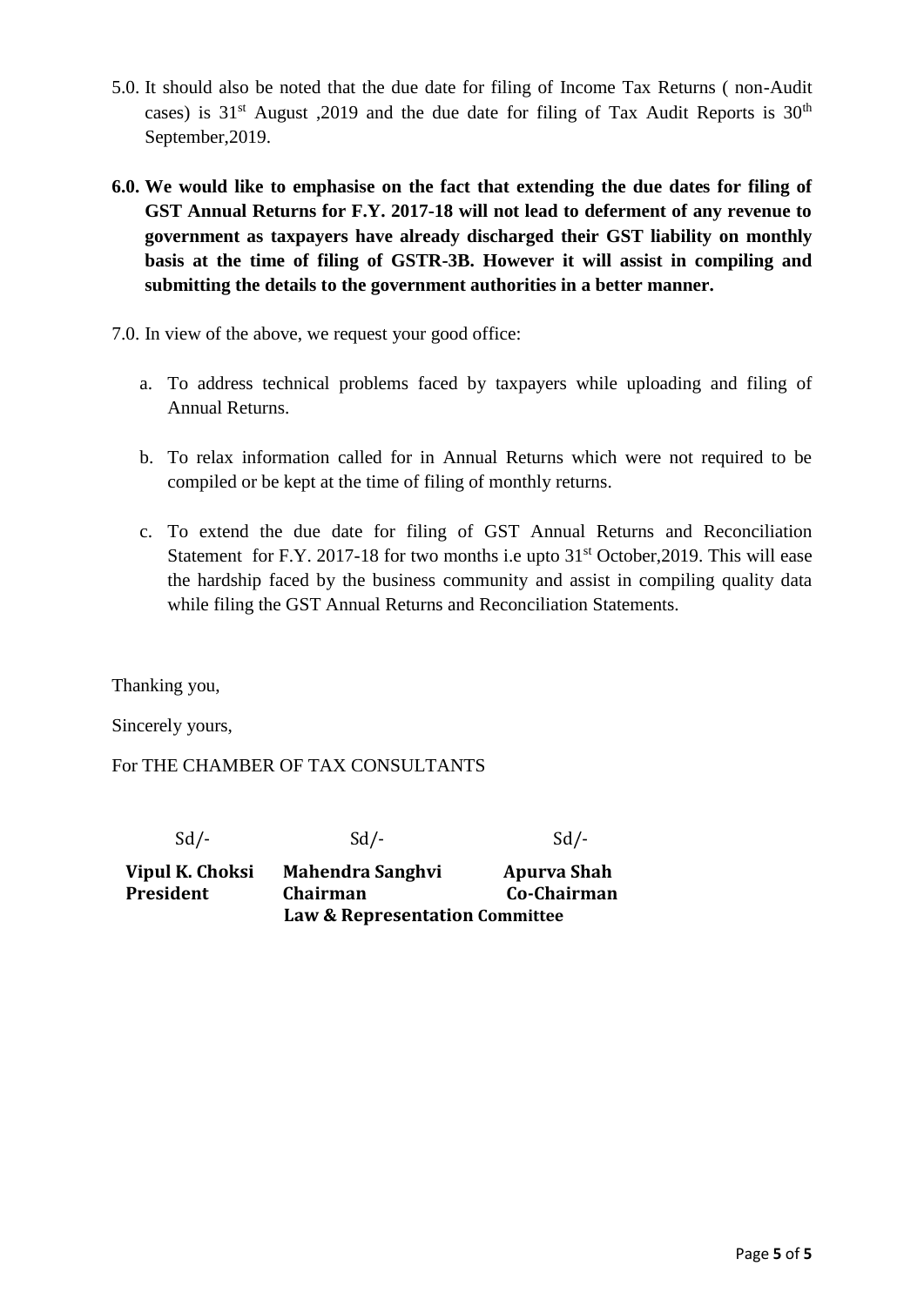5.0. It should also be noted that the due date for filing of Income Tax Returns ( non-Audit cases) is 31st August ,2019 and the due date for filing of Tax Audit Reports is 30th September,2019.

**6.0. We would like to emphasise on the fact that extending the due dates for filing of GST Annual Returns for F.Y. 2017-18 will not lead to deferment of any revenue to government as taxpayers have already discharged their GST liability on monthly basis at the time of filing of GSTR-3B. However it will assist in compiling and submitting the details to the government authorities in a better manner.**

7.0. In view of the above, we request your good office:

a. To address technical problems faced by taxpayers while uploading and filing of Annual Returns.

b. To relax information called for in Annual Returns which were not required to be compiled or be kept at the time of filing of monthly returns.

c. To extend the due date for filing of GST Annual Returns and Reconciliation Statement for F.Y. 2017-18 for two months i.e upto 31st October,2019. This will ease the hardship faced by the business community and assist in compiling quality data while filing the GST Annual Returns and Reconciliation Statements.

Thanking you,

Sincerely yours,

For THE CHAMBER OF TAX CONSULTANTS

| | | |
|---|---|---|
| Sd/- | Sd/- | Sd/- |
| **Vipul K. Choksi** | **Mahendra Sanghvi** | **Apurva Shah** |
| **President** | **Chairman** | **Co-Chairman** |
| | **Law & Representation Committee** | |